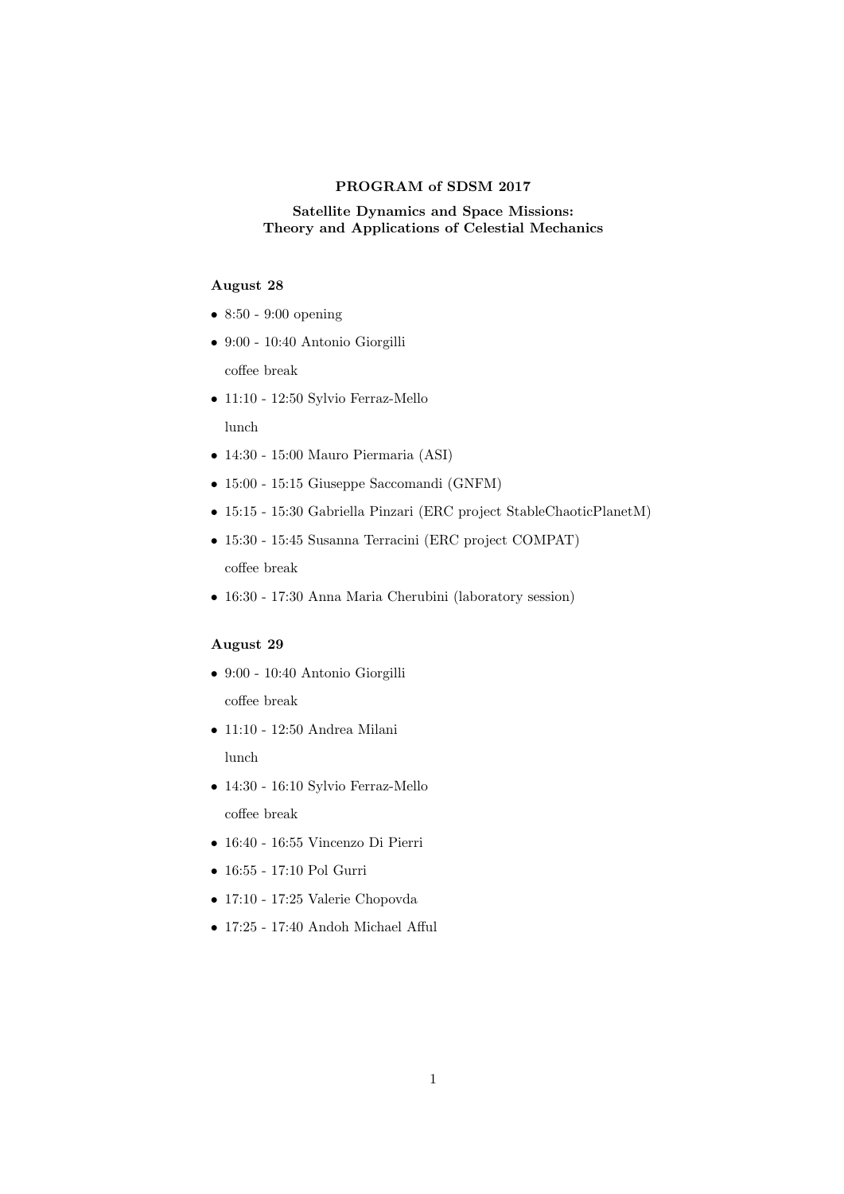# PROGRAM of SDSM 2017

## Satellite Dynamics and Space Missions: Theory and Applications of Celestial Mechanics

### August 28

- 8:50 - 9:00 opening
- 9:00 - 10:40 Antonio Giorgilli

  coffee break
- 11:10 - 12:50 Sylvio Ferraz-Mello

  lunch
- 14:30 - 15:00 Mauro Piermaria (ASI)
- 15:00 - 15:15 Giuseppe Saccomandi (GNFM)
- 15:15 - 15:30 Gabriella Pinzari (ERC project StableChaoticPlanetM)
- 15:30 - 15:45 Susanna Terracini (ERC project COMPAT)

  coffee break
- 16:30 - 17:30 Anna Maria Cherubini (laboratory session)

### August 29

- 9:00 - 10:40 Antonio Giorgilli

  coffee break
- 11:10 - 12:50 Andrea Milani

  lunch
- 14:30 - 16:10 Sylvio Ferraz-Mello

  coffee break
- 16:40 - 16:55 Vincenzo Di Pierri
- 16:55 - 17:10 Pol Gurri
- 17:10 - 17:25 Valerie Chopovda
- 17:25 - 17:40 Andoh Michael Afful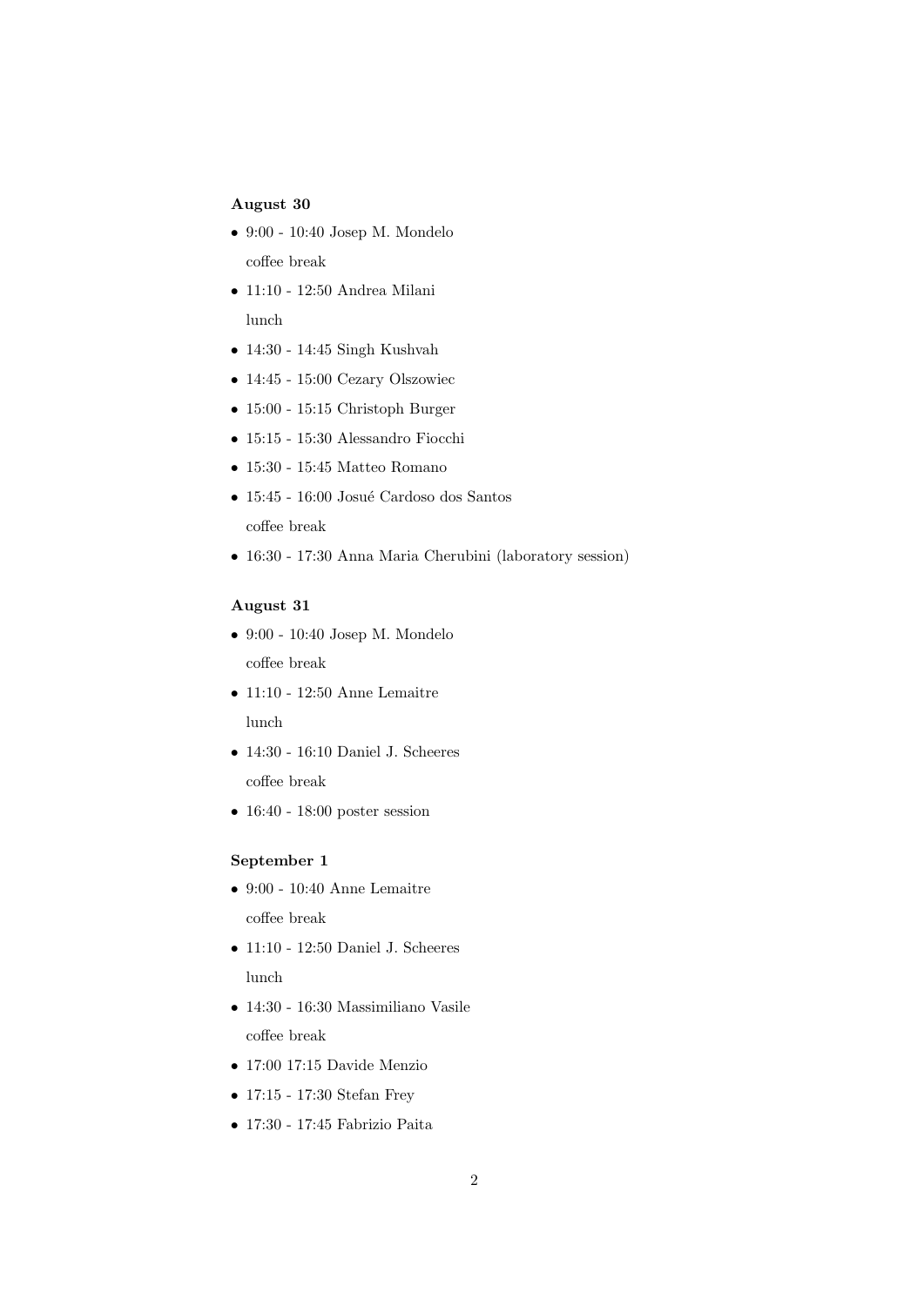**August 30**

- 9:00 - 10:40 Josep M. Mondelo

  coffee break

- 11:10 - 12:50 Andrea Milani

  lunch

- 14:30 - 14:45 Singh Kushvah
- 14:45 - 15:00 Cezary Olszowiec
- 15:00 - 15:15 Christoph Burger
- 15:15 - 15:30 Alessandro Fiocchi
- 15:30 - 15:45 Matteo Romano
- 15:45 - 16:00 Josué Cardoso dos Santos

  coffee break

- 16:30 - 17:30 Anna Maria Cherubini (laboratory session)

**August 31**

- 9:00 - 10:40 Josep M. Mondelo

  coffee break

- 11:10 - 12:50 Anne Lemaitre

  lunch

- 14:30 - 16:10 Daniel J. Scheeres

  coffee break

- 16:40 - 18:00 poster session

**September 1**

- 9:00 - 10:40 Anne Lemaitre

  coffee break

- 11:10 - 12:50 Daniel J. Scheeres

  lunch

- 14:30 - 16:30 Massimiliano Vasile

  coffee break

- 17:00 17:15 Davide Menzio
- 17:15 - 17:30 Stefan Frey
- 17:30 - 17:45 Fabrizio Paita